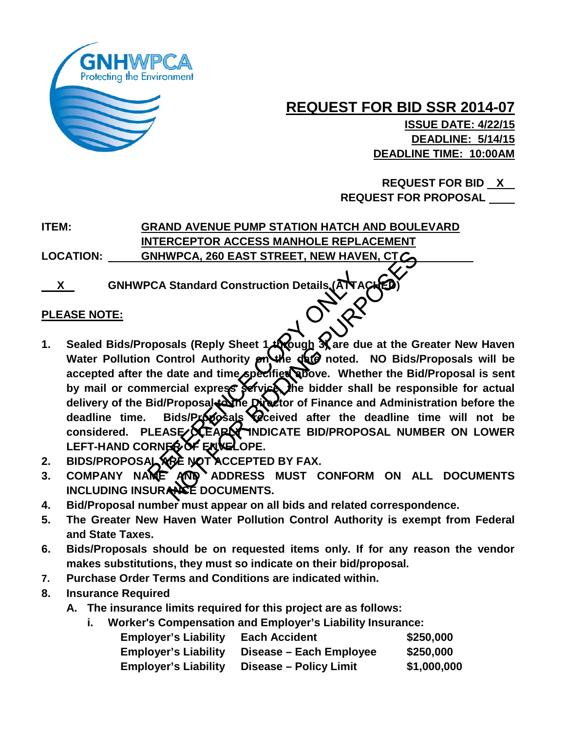GNHWPCA
Protecting the Environment

# REQUEST FOR BID SSR 2014-07

**ISSUE DATE: 4/22/15**
**DEADLINE: 5/14/15**
**DEADLINE TIME: 10:00AM**

**REQUEST FOR BID X**
**REQUEST FOR PROPOSAL ____**

**ITEM:** **GRAND AVENUE PUMP STATION HATCH AND BOULEVARD INTERCEPTOR ACCESS MANHOLE REPLACEMENT**

**LOCATION:** **GNHWPCA, 260 EAST STREET, NEW HAVEN, CT**

**X** **GNHWPCA Standard Construction Details (ATTACHED)**

REFERENCE COPY ONLY
NOT FOR BIDDING PURPOSES

**PLEASE NOTE:**

1. **Sealed Bids/Proposals (Reply Sheet 1 through 3) are due at the Greater New Haven Water Pollution Control Authority on the date noted. NO Bids/Proposals will be accepted after the date and time specified above. Whether the Bid/Proposal is sent by mail or commercial express service, the bidder shall be responsible for actual delivery of the Bid/Proposal to the Director of Finance and Administration before the deadline time. Bids/Proposals received after the deadline time will not be considered. PLEASE CLEARLY INDICATE BID/PROPOSAL NUMBER ON LOWER LEFT-HAND CORNER OF ENVELOPE.**
2. **BIDS/PROPOSAL ARE NOT ACCEPTED BY FAX.**
3. **COMPANY NAME AND ADDRESS MUST CONFORM ON ALL DOCUMENTS INCLUDING INSURANCE DOCUMENTS.**
4. **Bid/Proposal number must appear on all bids and related correspondence.**
5. **The Greater New Haven Water Pollution Control Authority is exempt from Federal and State Taxes.**
6. **Bids/Proposals should be on requested items only. If for any reason the vendor makes substitutions, they must so indicate on their bid/proposal.**
7. **Purchase Order Terms and Conditions are indicated within.**
8. **Insurance Required**
   - **A. The insurance limits required for this project are as follows:**
     - **i. Worker's Compensation and Employer's Liability Insurance:**

| | | |
|---|---|---|
| **Employer's Liability** | **Each Accident** | **$250,000** |
| **Employer's Liability** | **Disease – Each Employee** | **$250,000** |
| **Employer's Liability** | **Disease – Policy Limit** | **$1,000,000** |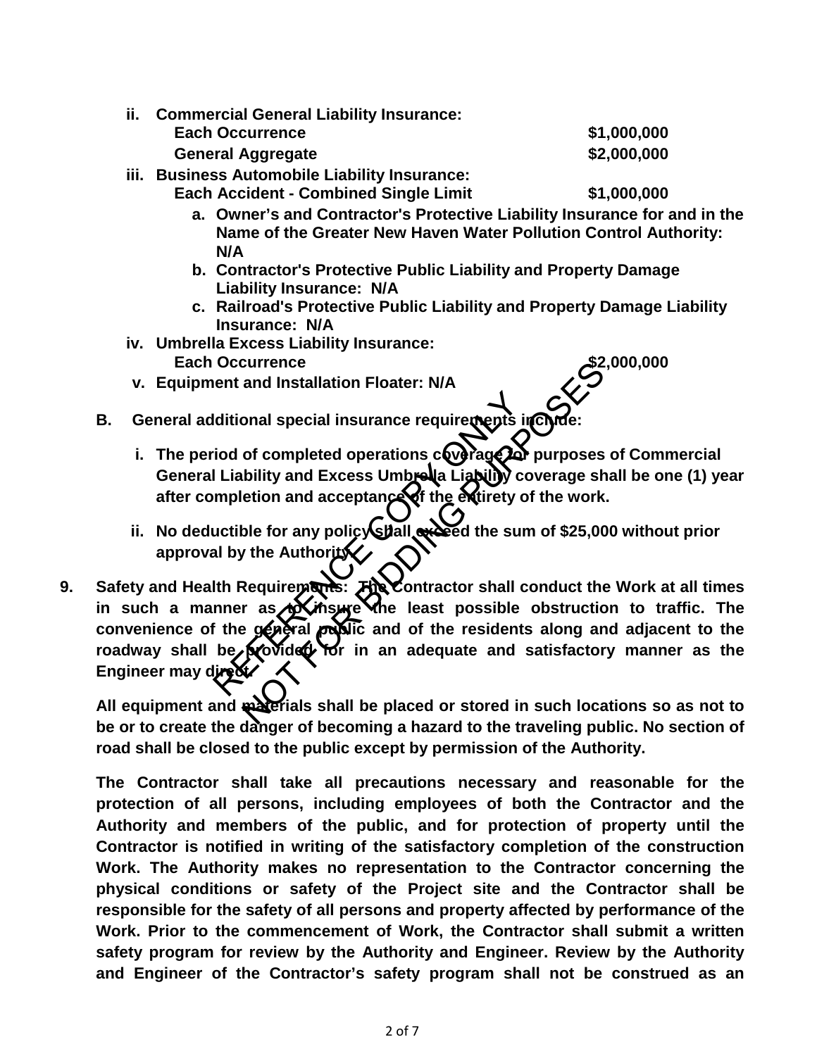ii. **Commercial General Liability Insurance:**
   **Each Occurrence** **$1,000,000**
   **General Aggregate** **$2,000,000**

iii. **Business Automobile Liability Insurance:**
   **Each Accident - Combined Single Limit** **$1,000,000**

   a. **Owner's and Contractor's Protective Liability Insurance for and in the Name of the Greater New Haven Water Pollution Control Authority: N/A**
   b. **Contractor's Protective Public Liability and Property Damage Liability Insurance: N/A**
   c. **Railroad's Protective Public Liability and Property Damage Liability Insurance: N/A**

iv. **Umbrella Excess Liability Insurance:**
   **Each Occurrence** **$2,000,000**

v. **Equipment and Installation Floater: N/A**

**B. General additional special insurance requirements include:**

i. **The period of completed operations coverage for purposes of Commercial General Liability and Excess Umbrella Liability coverage shall be one (1) year after completion and acceptance of the entirety of the work.**

ii. **No deductible for any policy shall exceed the sum of $25,000 without prior approval by the Authority.**

**9. Safety and Health Requirements: The Contractor shall conduct the Work at all times in such a manner as to insure the least possible obstruction to traffic. The convenience of the general public and of the residents along and adjacent to the roadway shall be provided for in an adequate and satisfactory manner as the Engineer may direct.**

**All equipment and materials shall be placed or stored in such locations so as not to be or to create the danger of becoming a hazard to the traveling public. No section of road shall be closed to the public except by permission of the Authority.**

**The Contractor shall take all precautions necessary and reasonable for the protection of all persons, including employees of both the Contractor and the Authority and members of the public, and for protection of property until the Contractor is notified in writing of the satisfactory completion of the construction Work. The Authority makes no representation to the Contractor concerning the physical conditions or safety of the Project site and the Contractor shall be responsible for the safety of all persons and property affected by performance of the Work. Prior to the commencement of Work, the Contractor shall submit a written safety program for review by the Authority and Engineer. Review by the Authority and Engineer of the Contractor's safety program shall not be construed as an**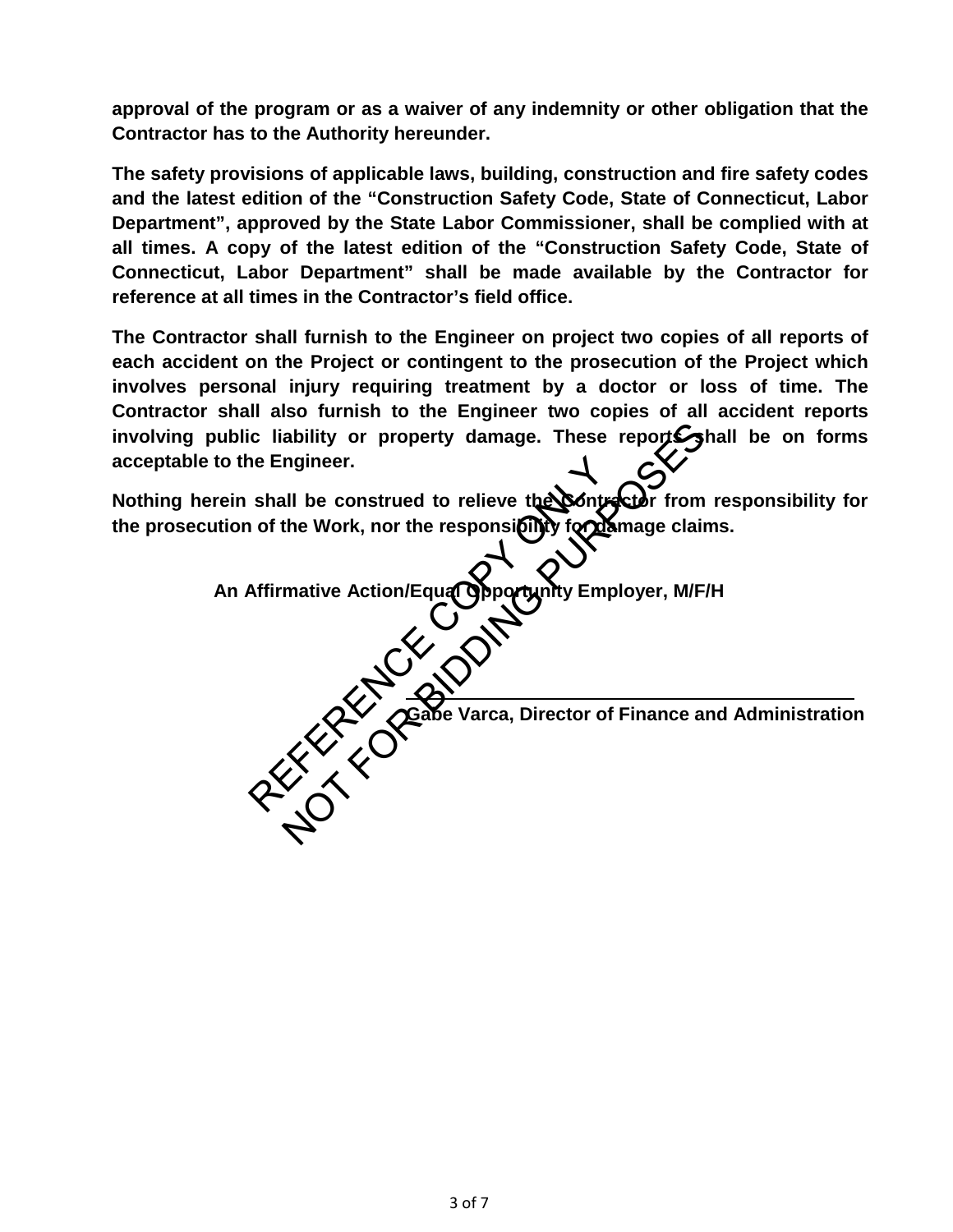**approval of the program or as a waiver of any indemnity or other obligation that the Contractor has to the Authority hereunder.**

**The safety provisions of applicable laws, building, construction and fire safety codes and the latest edition of the "Construction Safety Code, State of Connecticut, Labor Department", approved by the State Labor Commissioner, shall be complied with at all times. A copy of the latest edition of the "Construction Safety Code, State of Connecticut, Labor Department" shall be made available by the Contractor for reference at all times in the Contractor's field office.**

**The Contractor shall furnish to the Engineer on project two copies of all reports of each accident on the Project or contingent to the prosecution of the Project which involves personal injury requiring treatment by a doctor or loss of time. The Contractor shall also furnish to the Engineer two copies of all accident reports involving public liability or property damage. These reports shall be on forms acceptable to the Engineer.**

**Nothing herein shall be construed to relieve the Contractor from responsibility for the prosecution of the Work, nor the responsibility for damage claims.**

**An Affirmative Action/Equal Opportunity Employer, M/F/H**

REFERENCE COPY ONLY
NOT FOR BIDDING PURPOSES

**Gabe Varca, Director of Finance and Administration**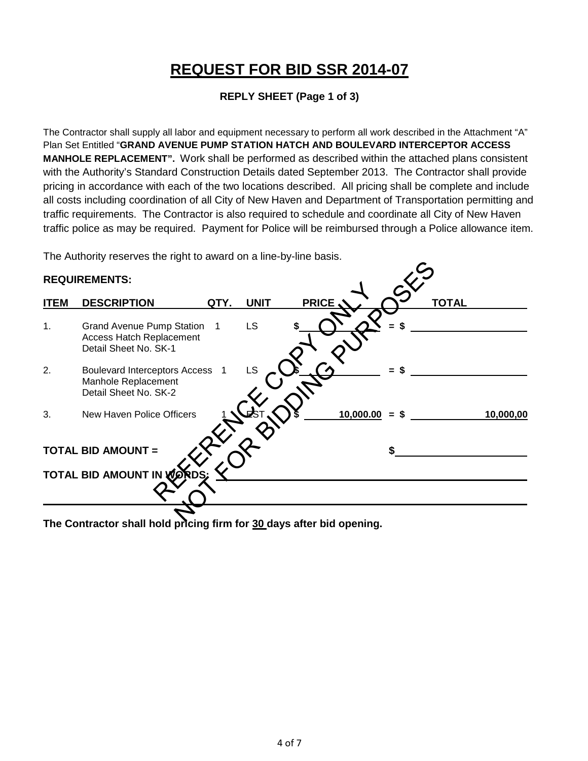# REQUEST FOR BID SSR 2014-07

**REPLY SHEET (Page 1 of 3)**

The Contractor shall supply all labor and equipment necessary to perform all work described in the Attachment "A" Plan Set Entitled "**GRAND AVENUE PUMP STATION HATCH AND BOULEVARD INTERCEPTOR ACCESS MANHOLE REPLACEMENT".** Work shall be performed as described within the attached plans consistent with the Authority's Standard Construction Details dated September 2013. The Contractor shall provide pricing in accordance with each of the two locations described. All pricing shall be complete and include all costs including coordination of all City of New Haven and Department of Transportation permitting and traffic requirements. The Contractor is also required to schedule and coordinate all City of New Haven traffic police as may be required. Payment for Police will be reimbursed through a Police allowance item.

The Authority reserves the right to award on a line-by-line basis.

REFERENCE COPY ONLY
NOT FOR BIDDING PURPOSES

**REQUIREMENTS:**

| ITEM | DESCRIPTION | QTY. | UNIT | PRICE | | TOTAL |
|---|---|---|---|---|---|---|
| 1. | Grand Avenue Pump Station Access Hatch Replacement Detail Sheet No. SK-1 | 1 | LS | $ ______ | = $ | ______ |
| 2. | Boulevard Interceptors Access Manhole Replacement Detail Sheet No. SK-2 | 1 | LS | $ ______ | = $ | ______ |
| 3. | New Haven Police Officers | 1 | EST | $ 10,000.00 | = $ | 10,000,00 |

**TOTAL BID AMOUNT =** $ ______________________

**TOTAL BID AMOUNT IN WORDS:** ______________________________________________

**The Contractor shall hold pricing firm for 30 days after bid opening.**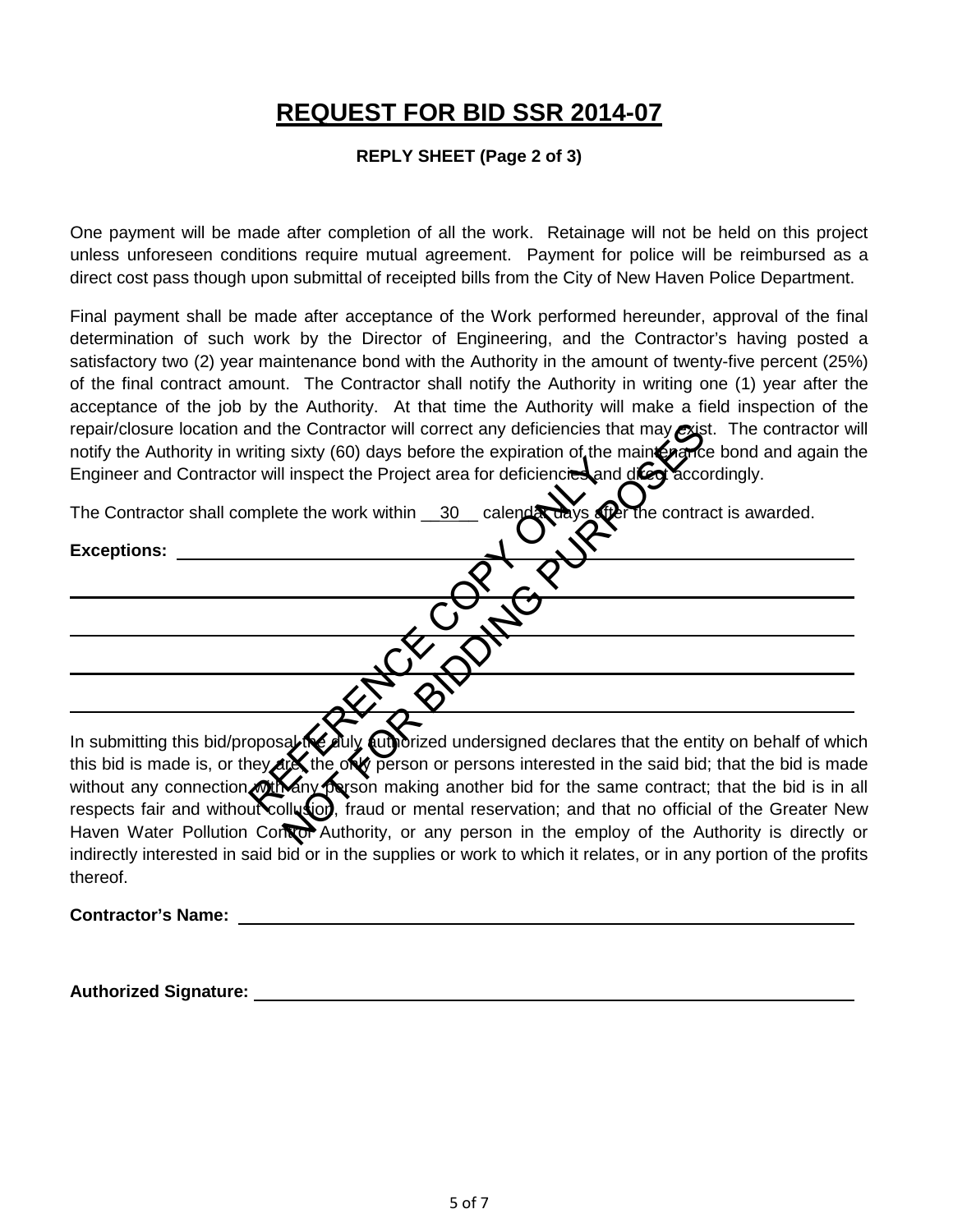# REQUEST FOR BID SSR 2014-07

**REPLY SHEET (Page 2 of 3)**

One payment will be made after completion of all the work. Retainage will not be held on this project unless unforeseen conditions require mutual agreement. Payment for police will be reimbursed as a direct cost pass though upon submittal of receipted bills from the City of New Haven Police Department.

Final payment shall be made after acceptance of the Work performed hereunder, approval of the final determination of such work by the Director of Engineering, and the Contractor's having posted a satisfactory two (2) year maintenance bond with the Authority in the amount of twenty-five percent (25%) of the final contract amount. The Contractor shall notify the Authority in writing one (1) year after the acceptance of the job by the Authority. At that time the Authority will make a field inspection of the repair/closure location and the Contractor will correct any deficiencies that may exist. The contractor will notify the Authority in writing sixty (60) days before the expiration of the maintenance bond and again the Engineer and Contractor will inspect the Project area for deficiencies and direct accordingly.

The Contractor shall complete the work within __30__ calendar days after the contract is awarded.

**Exceptions:** ________________________________________________

________________________________________________

________________________________________________

________________________________________________

________________________________________________

In submitting this bid/proposal the duly authorized undersigned declares that the entity on behalf of which this bid is made is, or they are, the only person or persons interested in the said bid; that the bid is made without any connection with any person making another bid for the same contract; that the bid is in all respects fair and without collusion, fraud or mental reservation; and that no official of the Greater New Haven Water Pollution Control Authority, or any person in the employ of the Authority is directly or indirectly interested in said bid or in the supplies or work to which it relates, or in any portion of the profits thereof.

**Contractor's Name:** ________________________________________________

**Authorized Signature:** ________________________________________________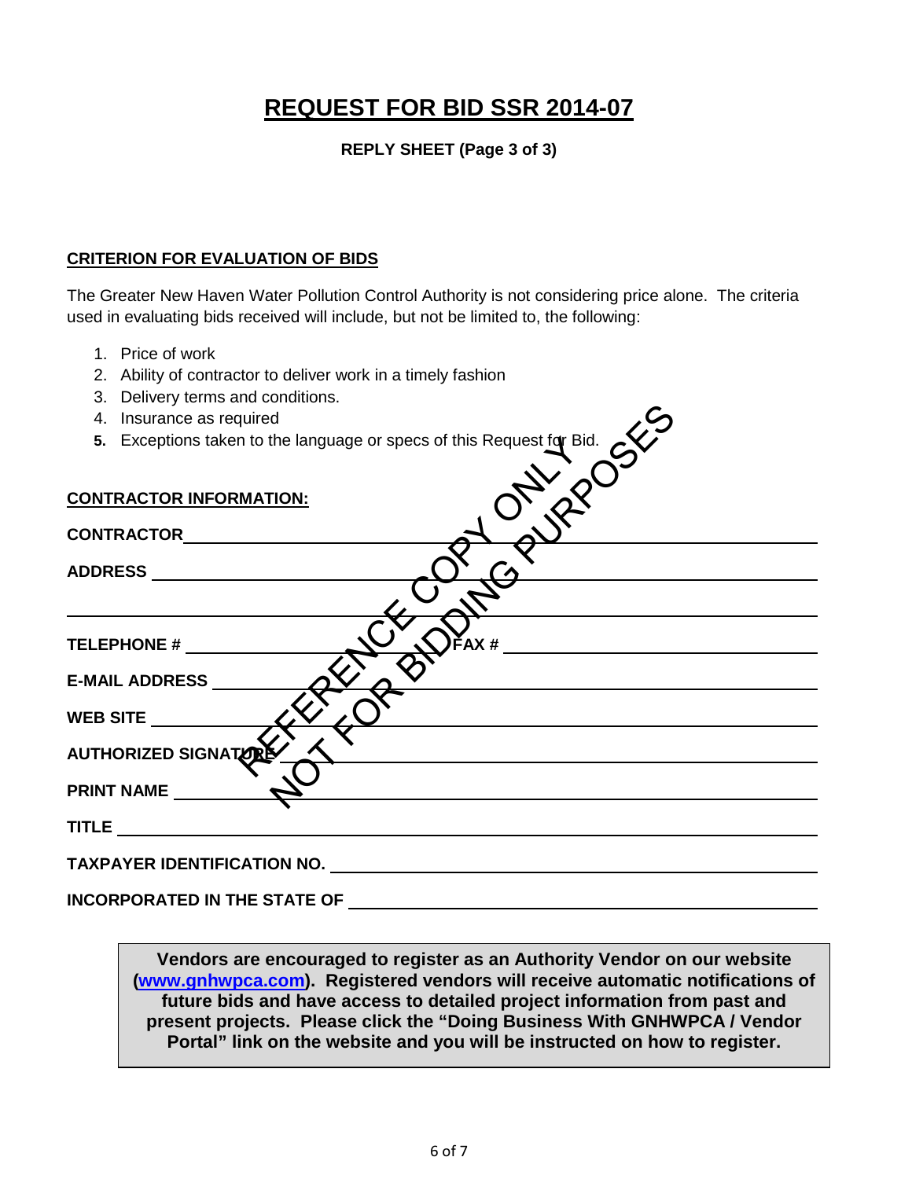# REQUEST FOR BID SSR 2014-07

**REPLY SHEET (Page 3 of 3)**

**CRITERION FOR EVALUATION OF BIDS**

The Greater New Haven Water Pollution Control Authority is not considering price alone. The criteria used in evaluating bids received will include, but not be limited to, the following:

1. Price of work
2. Ability of contractor to deliver work in a timely fashion
3. Delivery terms and conditions.
4. Insurance as required
5. Exceptions taken to the language or specs of this Request for Bid.

REFERENCE COPY ONLY
NOT FOR BIDDING PURPOSES

**CONTRACTOR INFORMATION:**

**CONTRACTOR** ______________________________

**ADDRESS** ______________________________

______________________________

**TELEPHONE #** ______________ **FAX #** ______________

**E-MAIL ADDRESS** ______________________________

**WEB SITE** ______________________________

**AUTHORIZED SIGNATURE** ______________________________

**PRINT NAME** ______________________________

**TITLE** ______________________________

**TAXPAYER IDENTIFICATION NO.** ______________________________

**INCORPORATED IN THE STATE OF** ______________________________

**Vendors are encouraged to register as an Authority Vendor on our website (www.gnhwpca.com). Registered vendors will receive automatic notifications of future bids and have access to detailed project information from past and present projects. Please click the "Doing Business With GNHWPCA / Vendor Portal" link on the website and you will be instructed on how to register.**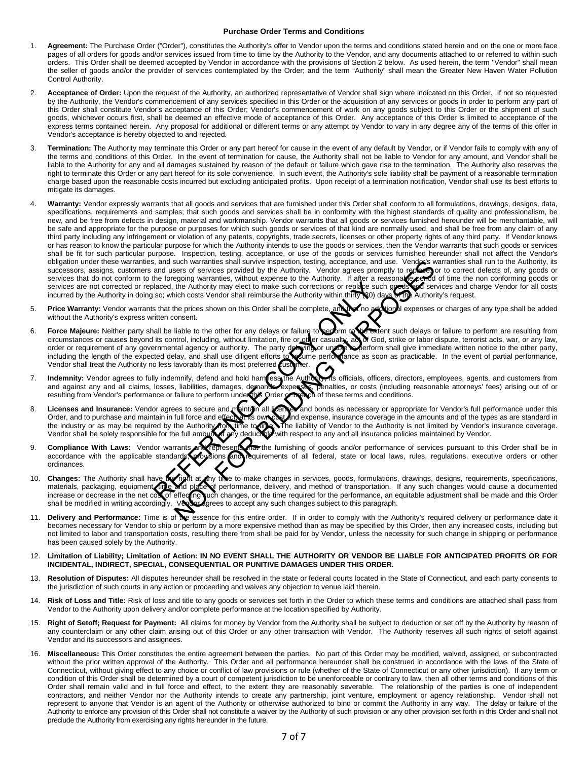**Purchase Order Terms and Conditions**

1. **Agreement:** The Purchase Order ("Order"), constitutes the Authority's offer to Vendor upon the terms and conditions stated herein and on the one or more face pages of all orders for goods and/or services issued from time to time by the Authority to the Vendor, and any documents attached to or referred to within such orders. This Order shall be deemed accepted by Vendor in accordance with the provisions of Section 2 below. As used herein, the term "Vendor" shall mean the seller of goods and/or the provider of services contemplated by the Order; and the term "Authority" shall mean the Greater New Haven Water Pollution Control Authority.

2. **Acceptance of Order:** Upon the request of the Authority, an authorized representative of Vendor shall sign where indicated on this Order. If not so requested by the Authority, the Vendor's commencement of any services specified in this Order or the acquisition of any services or goods in order to perform any part of this Order shall constitute Vendor's acceptance of this Order; Vendor's commencement of work on any goods subject to this Order or the shipment of such goods, whichever occurs first, shall be deemed an effective mode of acceptance of this Order. Any acceptance of this Order is limited to acceptance of the express terms contained herein. Any proposal for additional or different terms or any attempt by Vendor to vary in any degree any of the terms of this offer in Vendor's acceptance is hereby objected to and rejected.

3. **Termination:** The Authority may terminate this Order or any part hereof for cause in the event of any default by Vendor, or if Vendor fails to comply with any of the terms and conditions of this Order. In the event of termination for cause, the Authority shall not be liable to Vendor for any amount, and Vendor shall be liable to the Authority for any and all damages sustained by reason of the default or failure which gave rise to the termination. The Authority also reserves the right to terminate this Order or any part hereof for its sole convenience. In such event, the Authority's sole liability shall be payment of a reasonable termination charge based upon the reasonable costs incurred but excluding anticipated profits. Upon receipt of a termination notification, Vendor shall use its best efforts to mitigate its damages.

4. **Warranty:** Vendor expressly warrants that all goods and services that are furnished under this Order shall conform to all formulations, drawings, designs, data, specifications, requirements and samples; that such goods and services shall be in conformity with the highest standards of quality and professionalism, be new, and be free from defects in design, material and workmanship. Vendor warrants that all goods or services furnished hereunder will be merchantable, will be safe and appropriate for the purpose or purposes for which such goods or services of that kind are normally used, and shall be free from any claim of any third party including any infringement or violation of any patents, copyrights, trade secrets, licenses or other property rights of any third party. If Vendor knows or has reason to know the particular purpose for which the Authority intends to use the goods or services, then the Vendor warrants that such goods or services shall be fit for such particular purpose. Inspection, testing, acceptance, or use of the goods or services furnished hereunder shall not affect the Vendor's obligation under these warranties, and such warranties shall survive inspection, testing, acceptance, and use. Vendor's warranties shall run to the Authority, its successors, assigns, customers and users of services provided by the Authority. Vendor agrees promptly to replace or to correct defects of, any goods or services that do not conform to the foregoing warranties, without expense to the Authority. If after a reasonable period of time the non conforming goods or services are not corrected or replaced, the Authority may elect to make such corrections or replace such goods and services and charge Vendor for all costs incurred by the Authority in doing so; which costs Vendor shall reimburse the Authority within thirty (30) days of the Authority's request.

5. **Price Warranty:** Vendor warrants that the prices shown on this Order shall be complete, and that no additional expenses or charges of any type shall be added without the Authority's express written consent.

6. **Force Majeure:** Neither party shall be liable to the other for any delays or failure to perform to the extent such delays or failure to perform are resulting from circumstances or causes beyond its control, including, without limitation, fire or other casualty, act of God, strike or labor dispute, terrorist acts, war, or any law, order or requirement of any governmental agency or authority. The party delaying or unable to perform shall give immediate written notice to the other party, including the length of the expected delay, and shall use diligent efforts to resume performance as soon as practicable. In the event of partial performance, Vendor shall treat the Authority no less favorably than its most preferred customer.

7. **Indemnity:** Vendor agrees to fully indemnify, defend and hold harmless the Authority, its officials, officers, directors, employees, agents, and customers from and against any and all claims, losses, liabilities, damages, demands, expenses, penalties, or costs (including reasonable attorneys' fees) arising out of or resulting from Vendor's performance or failure to perform under this Order or breach of these terms and conditions.

8. **Licenses and Insurance:** Vendor agrees to secure and maintain all licenses and bonds as necessary or appropriate for Vendor's full performance under this Order, and to purchase and maintain in full force and effect at its own cost and expense, insurance coverage in the amounts and of the types as are standard in the industry or as may be required by the Authority from time to time. The liability of Vendor to the Authority is not limited by Vendor's insurance coverage. Vendor shall be solely responsible for the full amount of any deductible with respect to any and all insurance policies maintained by Vendor.

9. **Compliance With Laws:** Vendor warrants and represents that the furnishing of goods and/or performance of services pursuant to this Order shall be in accordance with the applicable standards, provisions and requirements of all federal, state or local laws, rules, regulations, executive orders or other ordinances.

10. **Changes:** The Authority shall have the right at any time to make changes in services, goods, formulations, drawings, designs, requirements, specifications, materials, packaging, equipment, time and place of performance, delivery, and method of transportation. If any such changes would cause a documented increase or decrease in the net cost of effecting such changes, or the time required for the performance, an equitable adjustment shall be made and this Order shall be modified in writing accordingly. Vendor agrees to accept any such changes subject to this paragraph.

11. **Delivery and Performance:** Time is of the essence for this entire order. If in order to comply with the Authority's required delivery or performance date it becomes necessary for Vendor to ship or perform by a more expensive method than as may be specified by this Order, then any increased costs, including but not limited to labor and transportation costs, resulting there from shall be paid for by Vendor, unless the necessity for such change in shipping or performance has been caused solely by the Authority.

12. **Limitation of Liability; Limitation of Action: IN NO EVENT SHALL THE AUTHORITY OR VENDOR BE LIABLE FOR ANTICIPATED PROFITS OR FOR INCIDENTAL, INDIRECT, SPECIAL, CONSEQUENTIAL OR PUNITIVE DAMAGES UNDER THIS ORDER.**

13. **Resolution of Disputes:** All disputes hereunder shall be resolved in the state or federal courts located in the State of Connecticut, and each party consents to the jurisdiction of such courts in any action or proceeding and waives any objection to venue laid therein.

14. **Risk of Loss and Title:** Risk of loss and title to any goods or services set forth in the Order to which these terms and conditions are attached shall pass from Vendor to the Authority upon delivery and/or complete performance at the location specified by Authority.

15. **Right of Setoff; Request for Payment:** All claims for money by Vendor from the Authority shall be subject to deduction or set off by the Authority by reason of any counterclaim or any other claim arising out of this Order or any other transaction with Vendor. The Authority reserves all such rights of setoff against Vendor and its successors and assignees.

16. **Miscellaneous:** This Order constitutes the entire agreement between the parties. No part of this Order may be modified, waived, assigned, or subcontracted without the prior written approval of the Authority. This Order and all performance hereunder shall be construed in accordance with the laws of the State of Connecticut, without giving effect to any choice or conflict of law provisions or rule (whether of the State of Connecticut or any other jurisdiction). If any term or condition of this Order shall be determined by a court of competent jurisdiction to be unenforceable or contrary to law, then all other terms and conditions of this Order shall remain valid and in full force and effect, to the extent they are reasonably severable. The relationship of the parties is one of independent contractors, and neither Vendor nor the Authority intends to create any partnership, joint venture, employment or agency relationship. Vendor shall not represent to anyone that Vendor is an agent of the Authority or otherwise authorized to bind or commit the Authority in any way. The delay or failure of the Authority to enforce any provision of this Order shall not constitute a waiver by the Authority of such provision or any other provision set forth in this Order and shall not preclude the Authority from exercising any rights hereunder in the future.

REFERENCE COPY ONLY
NOT FOR BIDDING PURPOSES